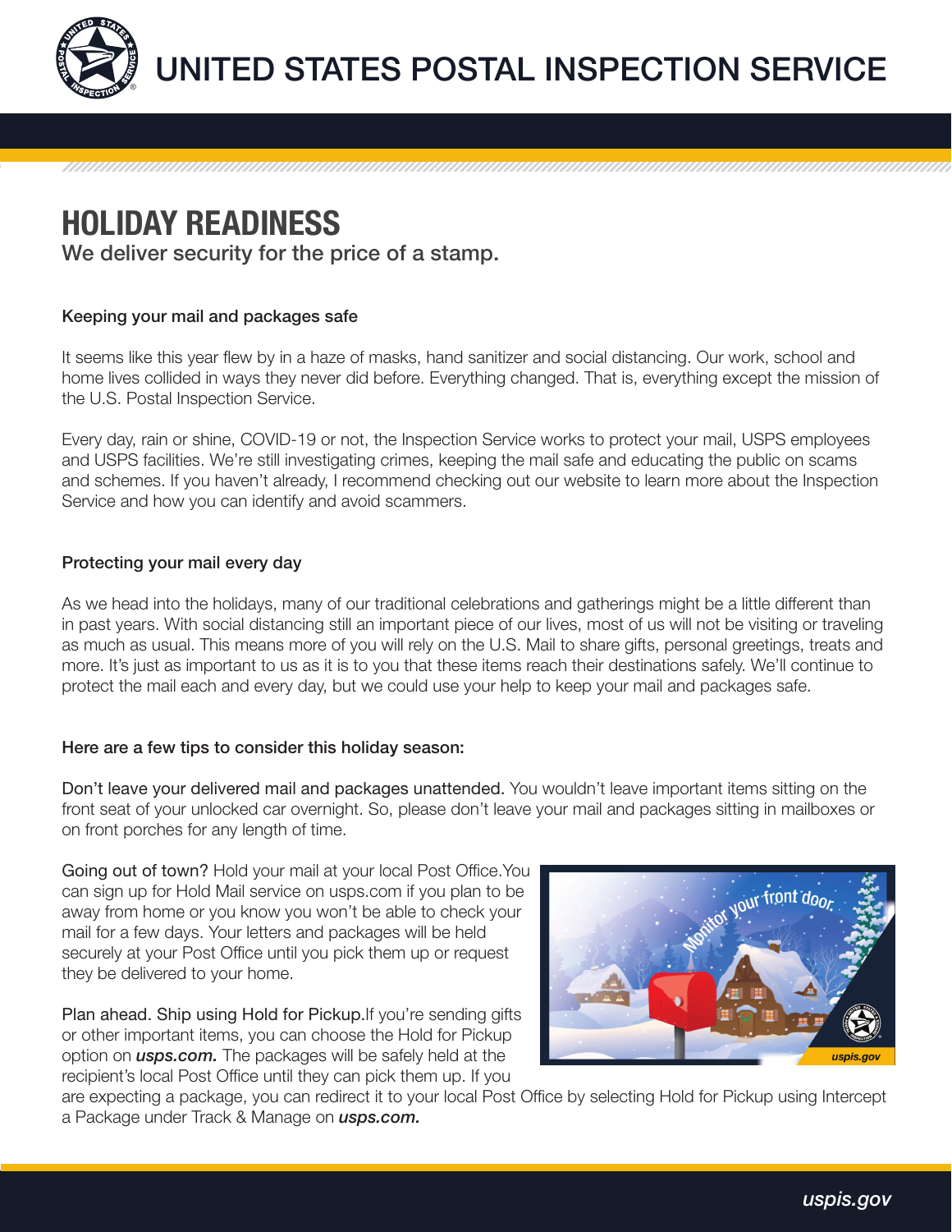# UNITED STATES POSTAL INSPECTION SERVICE

## HOLIDAY READINESS

We deliver security for the price of a stamp.

### Keeping your mail and packages safe

It seems like this year flew by in a haze of masks, hand sanitizer and social distancing. Our work, school and home lives collided in ways they never did before. Everything changed. That is, everything except the mission of the U.S. Postal Inspection Service.

Every day, rain or shine, COVID-19 or not, the Inspection Service works to protect your mail, USPS employees and USPS facilities. We're still investigating crimes, keeping the mail safe and educating the public on scams and schemes. If you haven't already, I recommend checking out our website to learn more about the Inspection Service and how you can identify and avoid scammers.

### Protecting your mail every day

As we head into the holidays, many of our traditional celebrations and gatherings might be a little different than in past years. With social distancing still an important piece of our lives, most of us will not be visiting or traveling as much as usual. This means more of you will rely on the U.S. Mail to share gifts, personal greetings, treats and more. It's just as important to us as it is to you that these items reach their destinations safely. We'll continue to protect the mail each and every day, but we could use your help to keep your mail and packages safe.

### Here are a few tips to consider this holiday season:

Don't leave your delivered mail and packages unattended. You wouldn't leave important items sitting on the front seat of your unlocked car overnight. So, please don't leave your mail and packages sitting in mailboxes or on front porches for any length of time.

Going out of town? Hold your mail at your local Post Office. You can sign up for Hold Mail service on usps.com if you plan to be away from home or you know you won't be able to check your mail for a few days. Your letters and packages will be held securely at your Post Office until you pick them up or request they be delivered to your home.

Plan ahead. Ship using Hold for Pickup. If you're sending gifts or other important items, you can choose the Hold for Pickup option on ***usps.com.*** The packages will be safely held at the recipient's local Post Office until they can pick them up. If you are expecting a package, you can redirect it to your local Post Office by selecting Hold for Pickup using Intercept a Package under Track & Manage on ***usps.com.***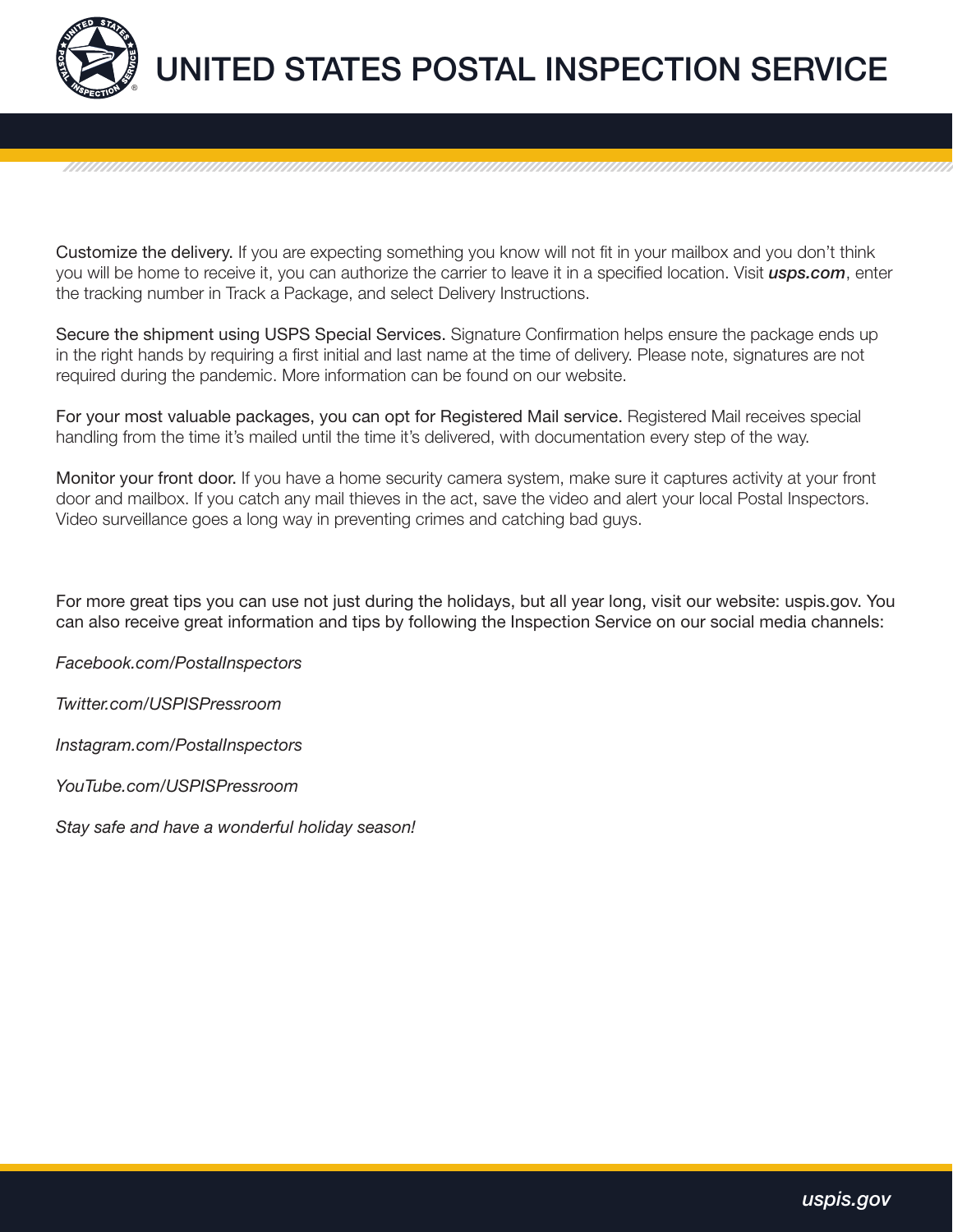# UNITED STATES POSTAL INSPECTION SERVICE

Customize the delivery. If you are expecting something you know will not fit in your mailbox and you don't think you will be home to receive it, you can authorize the carrier to leave it in a specified location. Visit ***usps.com***, enter the tracking number in Track a Package, and select Delivery Instructions.

Secure the shipment using USPS Special Services. Signature Confirmation helps ensure the package ends up in the right hands by requiring a first initial and last name at the time of delivery. Please note, signatures are not required during the pandemic. More information can be found on our website.

For your most valuable packages, you can opt for Registered Mail service. Registered Mail receives special handling from the time it's mailed until the time it's delivered, with documentation every step of the way.

Monitor your front door. If you have a home security camera system, make sure it captures activity at your front door and mailbox. If you catch any mail thieves in the act, save the video and alert your local Postal Inspectors. Video surveillance goes a long way in preventing crimes and catching bad guys.

For more great tips you can use not just during the holidays, but all year long, visit our website: uspis.gov. You can also receive great information and tips by following the Inspection Service on our social media channels:

*Facebook.com/PostalInspectors*

*Twitter.com/USPISPressroom*

*Instagram.com/PostalInspectors*

*YouTube.com/USPISPressroom*

*Stay safe and have a wonderful holiday season!*